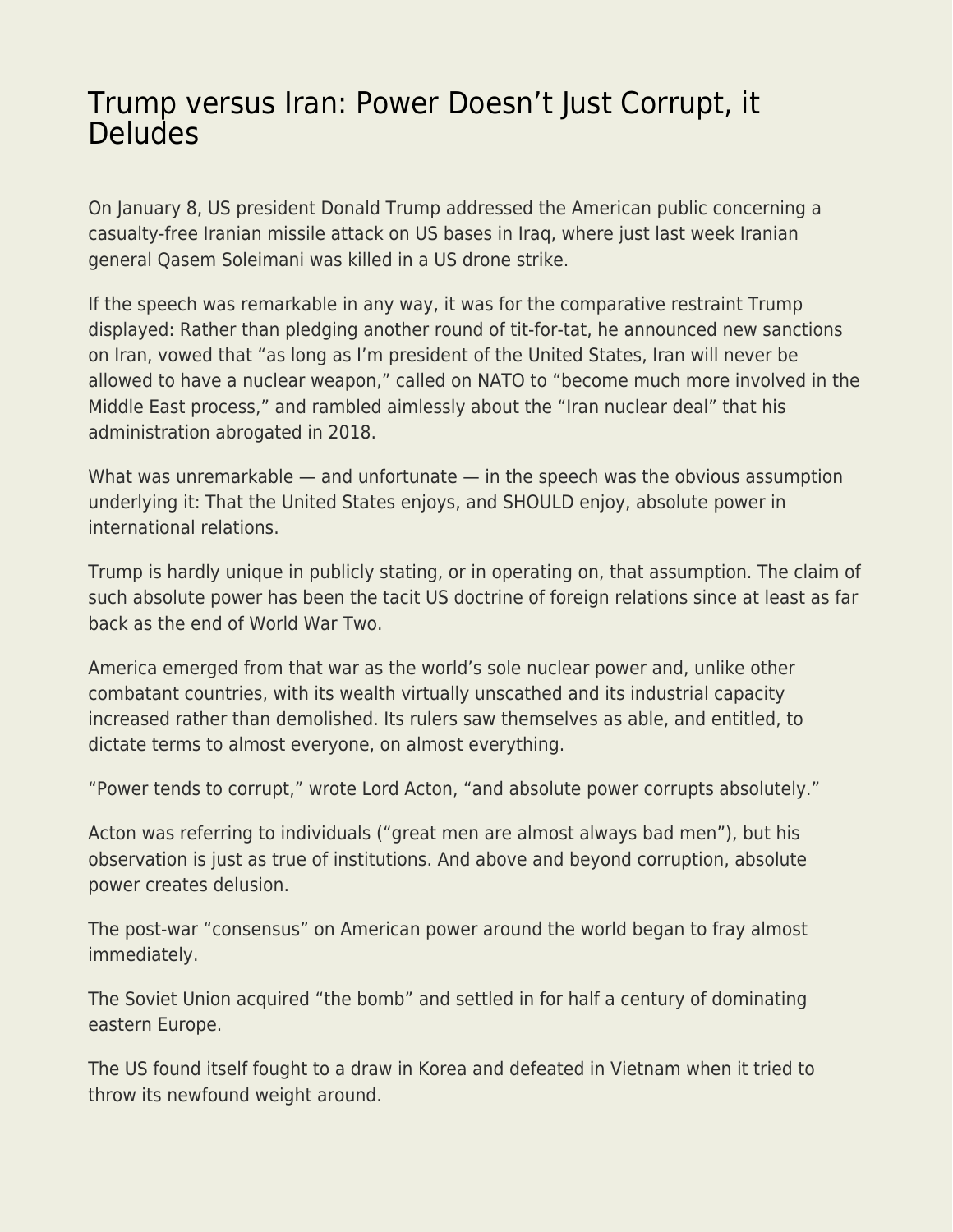# Trump versus Iran: Power Doesn't Just Corrupt, it Deludes

On January 8, US president Donald Trump addressed the American public concerning a casualty-free Iranian missile attack on US bases in Iraq, where just last week Iranian general Qasem Soleimani was killed in a US drone strike.

If the speech was remarkable in any way, it was for the comparative restraint Trump displayed: Rather than pledging another round of tit-for-tat, he announced new sanctions on Iran, vowed that "as long as I'm president of the United States, Iran will never be allowed to have a nuclear weapon," called on NATO to "become much more involved in the Middle East process," and rambled aimlessly about the "Iran nuclear deal" that his administration abrogated in 2018.

What was unremarkable — and unfortunate — in the speech was the obvious assumption underlying it: That the United States enjoys, and SHOULD enjoy, absolute power in international relations.

Trump is hardly unique in publicly stating, or in operating on, that assumption. The claim of such absolute power has been the tacit US doctrine of foreign relations since at least as far back as the end of World War Two.

America emerged from that war as the world's sole nuclear power and, unlike other combatant countries, with its wealth virtually unscathed and its industrial capacity increased rather than demolished. Its rulers saw themselves as able, and entitled, to dictate terms to almost everyone, on almost everything.

"Power tends to corrupt," wrote Lord Acton, "and absolute power corrupts absolutely."

Acton was referring to individuals ("great men are almost always bad men"), but his observation is just as true of institutions. And above and beyond corruption, absolute power creates delusion.

The post-war "consensus" on American power around the world began to fray almost immediately.

The Soviet Union acquired "the bomb" and settled in for half a century of dominating eastern Europe.

The US found itself fought to a draw in Korea and defeated in Vietnam when it tried to throw its newfound weight around.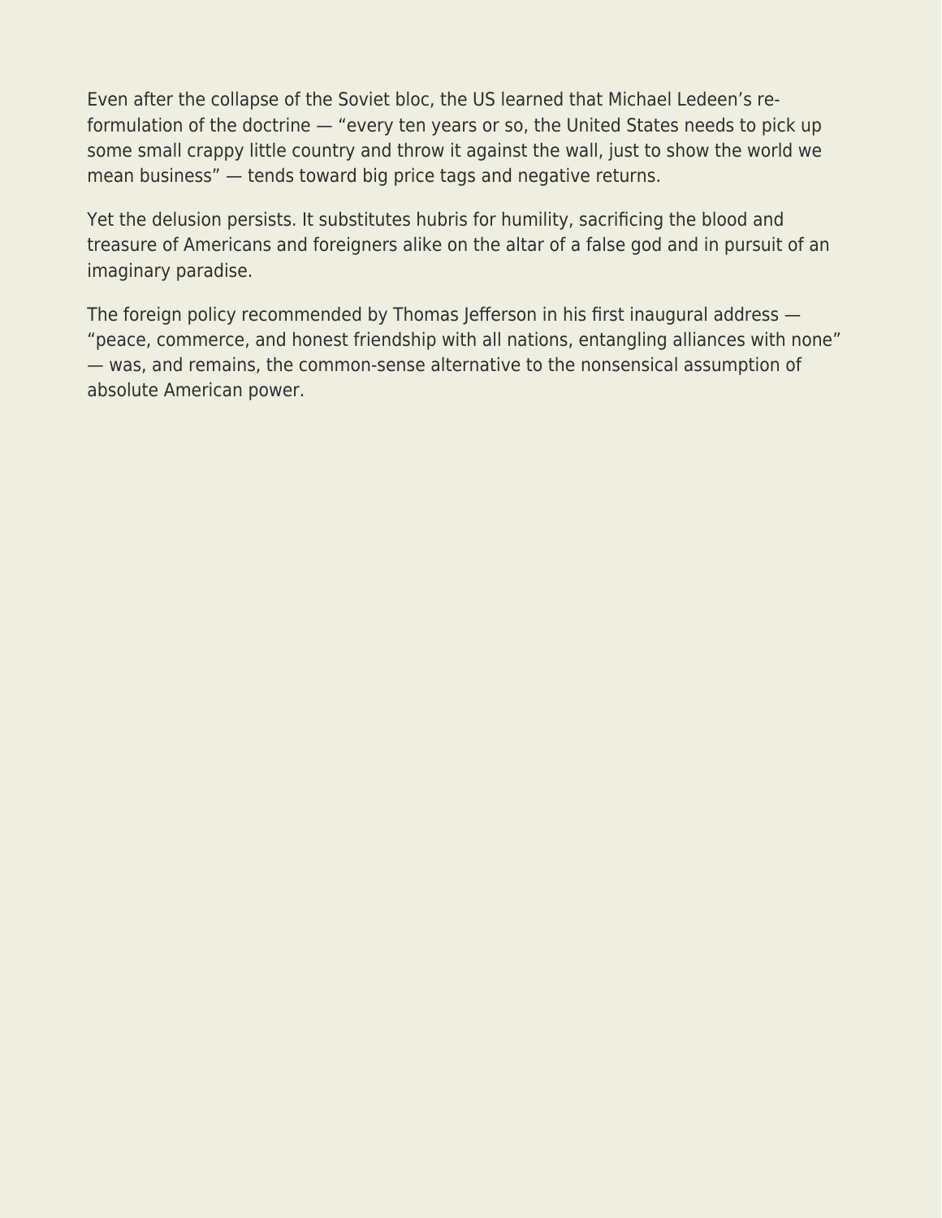Even after the collapse of the Soviet bloc, the US learned that Michael Ledeen's re-formulation of the doctrine — "every ten years or so, the United States needs to pick up some small crappy little country and throw it against the wall, just to show the world we mean business" — tends toward big price tags and negative returns.

Yet the delusion persists. It substitutes hubris for humility, sacrificing the blood and treasure of Americans and foreigners alike on the altar of a false god and in pursuit of an imaginary paradise.

The foreign policy recommended by Thomas Jefferson in his first inaugural address — "peace, commerce, and honest friendship with all nations, entangling alliances with none" — was, and remains, the common-sense alternative to the nonsensical assumption of absolute American power.